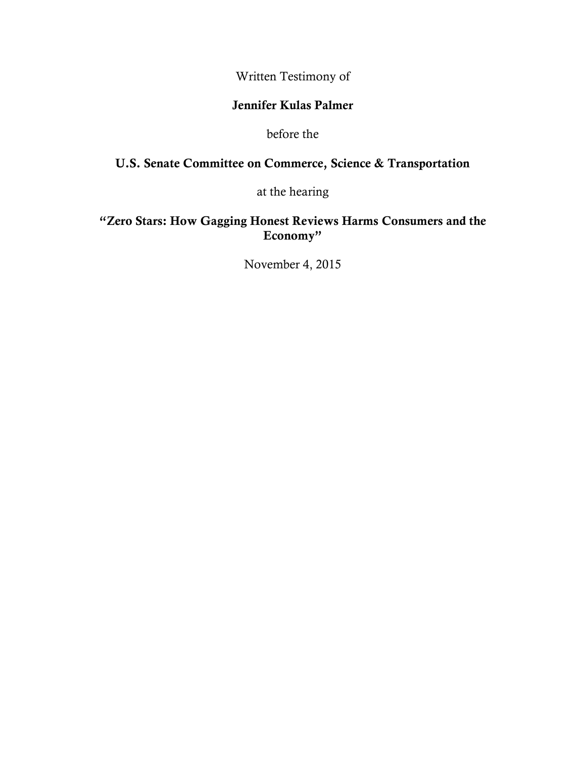Written Testimony of

**Jennifer Kulas Palmer**

before the

**U.S. Senate Committee on Commerce, Science & Transportation**

at the hearing

**"Zero Stars: How Gagging Honest Reviews Harms Consumers and the Economy"**

November 4, 2015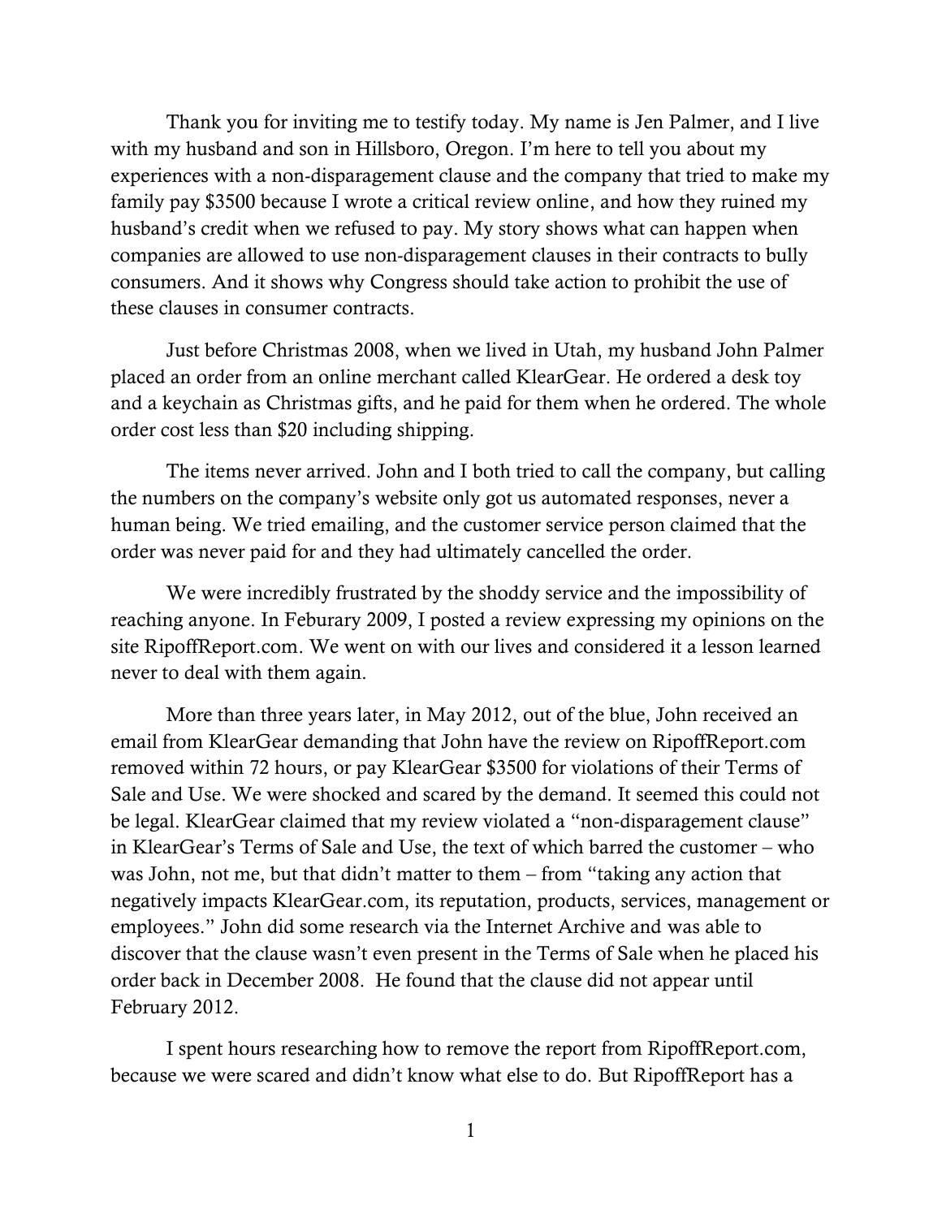Thank you for inviting me to testify today. My name is Jen Palmer, and I live with my husband and son in Hillsboro, Oregon. I'm here to tell you about my experiences with a non-disparagement clause and the company that tried to make my family pay $3500 because I wrote a critical review online, and how they ruined my husband's credit when we refused to pay. My story shows what can happen when companies are allowed to use non-disparagement clauses in their contracts to bully consumers. And it shows why Congress should take action to prohibit the use of these clauses in consumer contracts.

Just before Christmas 2008, when we lived in Utah, my husband John Palmer placed an order from an online merchant called KlearGear. He ordered a desk toy and a keychain as Christmas gifts, and he paid for them when he ordered. The whole order cost less than $20 including shipping.

The items never arrived. John and I both tried to call the company, but calling the numbers on the company's website only got us automated responses, never a human being. We tried emailing, and the customer service person claimed that the order was never paid for and they had ultimately cancelled the order.

We were incredibly frustrated by the shoddy service and the impossibility of reaching anyone. In Feburary 2009, I posted a review expressing my opinions on the site RipoffReport.com. We went on with our lives and considered it a lesson learned never to deal with them again.

More than three years later, in May 2012, out of the blue, John received an email from KlearGear demanding that John have the review on RipoffReport.com removed within 72 hours, or pay KlearGear $3500 for violations of their Terms of Sale and Use. We were shocked and scared by the demand. It seemed this could not be legal. KlearGear claimed that my review violated a "non-disparagement clause" in KlearGear's Terms of Sale and Use, the text of which barred the customer – who was John, not me, but that didn't matter to them – from "taking any action that negatively impacts KlearGear.com, its reputation, products, services, management or employees." John did some research via the Internet Archive and was able to discover that the clause wasn't even present in the Terms of Sale when he placed his order back in December 2008. He found that the clause did not appear until February 2012.

I spent hours researching how to remove the report from RipoffReport.com, because we were scared and didn't know what else to do. But RipoffReport has a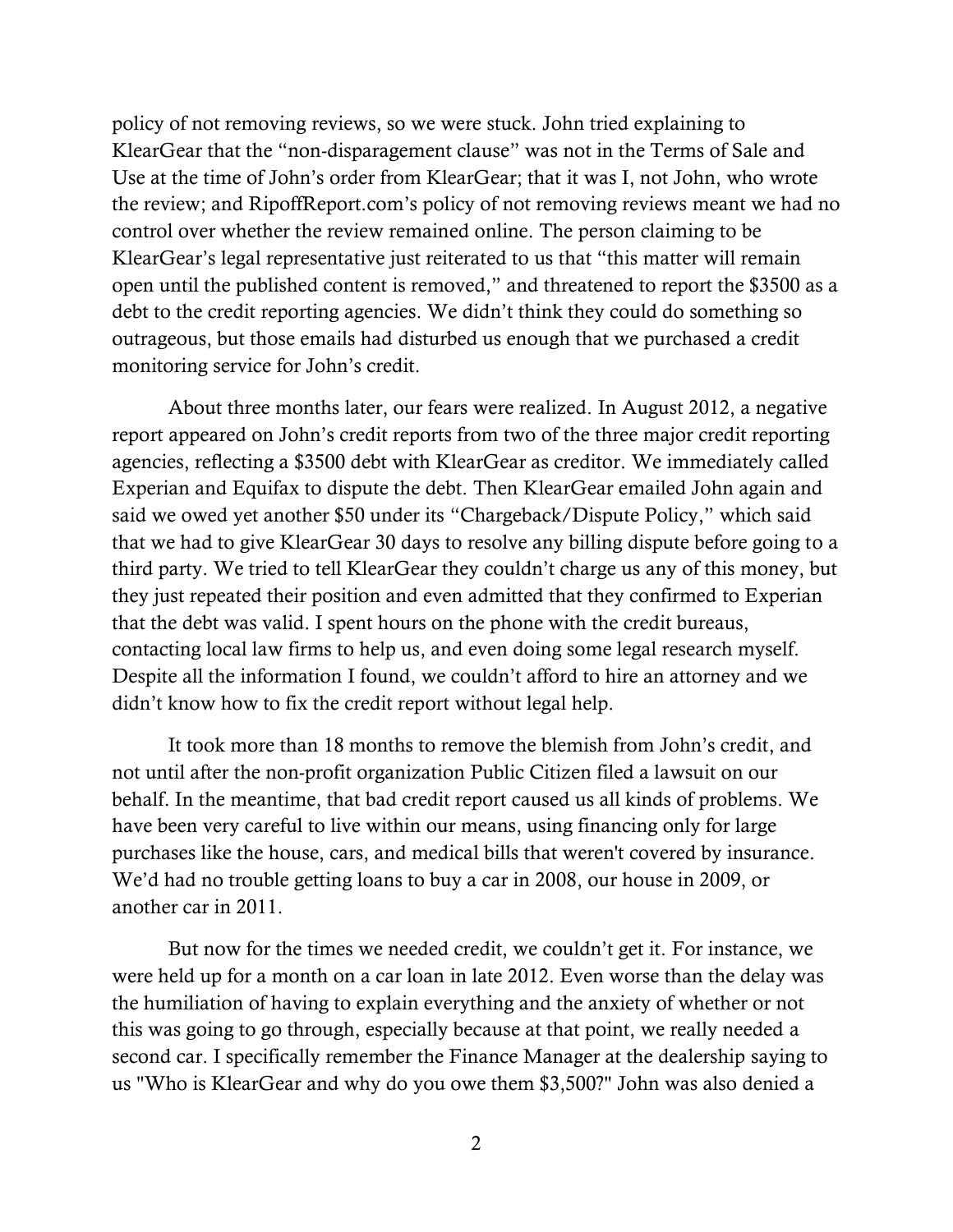policy of not removing reviews, so we were stuck. John tried explaining to KlearGear that the "non-disparagement clause" was not in the Terms of Sale and Use at the time of John's order from KlearGear; that it was I, not John, who wrote the review; and RipoffReport.com's policy of not removing reviews meant we had no control over whether the review remained online. The person claiming to be KlearGear's legal representative just reiterated to us that "this matter will remain open until the published content is removed," and threatened to report the $3500 as a debt to the credit reporting agencies. We didn't think they could do something so outrageous, but those emails had disturbed us enough that we purchased a credit monitoring service for John's credit.

About three months later, our fears were realized. In August 2012, a negative report appeared on John's credit reports from two of the three major credit reporting agencies, reflecting a $3500 debt with KlearGear as creditor. We immediately called Experian and Equifax to dispute the debt. Then KlearGear emailed John again and said we owed yet another $50 under its "Chargeback/Dispute Policy," which said that we had to give KlearGear 30 days to resolve any billing dispute before going to a third party. We tried to tell KlearGear they couldn't charge us any of this money, but they just repeated their position and even admitted that they confirmed to Experian that the debt was valid. I spent hours on the phone with the credit bureaus, contacting local law firms to help us, and even doing some legal research myself. Despite all the information I found, we couldn't afford to hire an attorney and we didn't know how to fix the credit report without legal help.

It took more than 18 months to remove the blemish from John's credit, and not until after the non-profit organization Public Citizen filed a lawsuit on our behalf. In the meantime, that bad credit report caused us all kinds of problems. We have been very careful to live within our means, using financing only for large purchases like the house, cars, and medical bills that weren't covered by insurance. We'd had no trouble getting loans to buy a car in 2008, our house in 2009, or another car in 2011.

But now for the times we needed credit, we couldn't get it. For instance, we were held up for a month on a car loan in late 2012. Even worse than the delay was the humiliation of having to explain everything and the anxiety of whether or not this was going to go through, especially because at that point, we really needed a second car. I specifically remember the Finance Manager at the dealership saying to us "Who is KlearGear and why do you owe them $3,500?" John was also denied a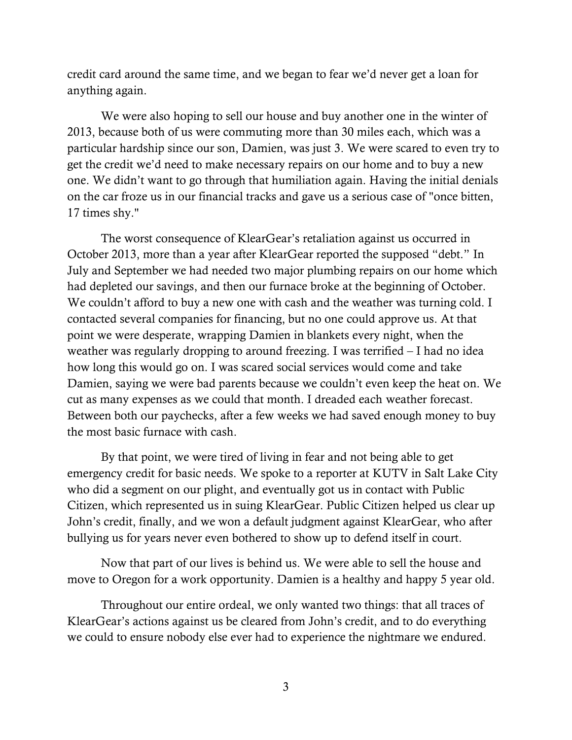credit card around the same time, and we began to fear we'd never get a loan for anything again.

We were also hoping to sell our house and buy another one in the winter of 2013, because both of us were commuting more than 30 miles each, which was a particular hardship since our son, Damien, was just 3. We were scared to even try to get the credit we'd need to make necessary repairs on our home and to buy a new one. We didn't want to go through that humiliation again. Having the initial denials on the car froze us in our financial tracks and gave us a serious case of "once bitten, 17 times shy."

The worst consequence of KlearGear's retaliation against us occurred in October 2013, more than a year after KlearGear reported the supposed "debt." In July and September we had needed two major plumbing repairs on our home which had depleted our savings, and then our furnace broke at the beginning of October. We couldn't afford to buy a new one with cash and the weather was turning cold. I contacted several companies for financing, but no one could approve us. At that point we were desperate, wrapping Damien in blankets every night, when the weather was regularly dropping to around freezing. I was terrified – I had no idea how long this would go on. I was scared social services would come and take Damien, saying we were bad parents because we couldn't even keep the heat on. We cut as many expenses as we could that month. I dreaded each weather forecast. Between both our paychecks, after a few weeks we had saved enough money to buy the most basic furnace with cash.

By that point, we were tired of living in fear and not being able to get emergency credit for basic needs. We spoke to a reporter at KUTV in Salt Lake City who did a segment on our plight, and eventually got us in contact with Public Citizen, which represented us in suing KlearGear. Public Citizen helped us clear up John's credit, finally, and we won a default judgment against KlearGear, who after bullying us for years never even bothered to show up to defend itself in court.

Now that part of our lives is behind us. We were able to sell the house and move to Oregon for a work opportunity. Damien is a healthy and happy 5 year old.

Throughout our entire ordeal, we only wanted two things: that all traces of KlearGear's actions against us be cleared from John's credit, and to do everything we could to ensure nobody else ever had to experience the nightmare we endured.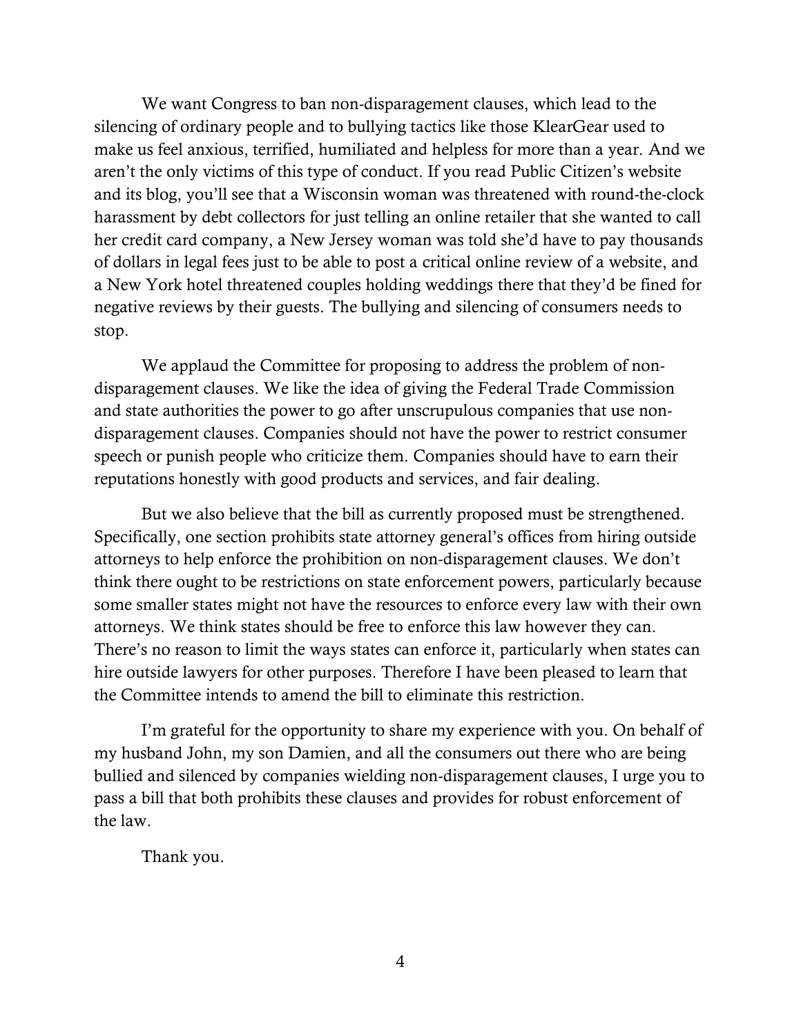We want Congress to ban non-disparagement clauses, which lead to the silencing of ordinary people and to bullying tactics like those KlearGear used to make us feel anxious, terrified, humiliated and helpless for more than a year. And we aren't the only victims of this type of conduct. If you read Public Citizen's website and its blog, you'll see that a Wisconsin woman was threatened with round-the-clock harassment by debt collectors for just telling an online retailer that she wanted to call her credit card company, a New Jersey woman was told she'd have to pay thousands of dollars in legal fees just to be able to post a critical online review of a website, and a New York hotel threatened couples holding weddings there that they'd be fined for negative reviews by their guests. The bullying and silencing of consumers needs to stop.

We applaud the Committee for proposing to address the problem of non-disparagement clauses. We like the idea of giving the Federal Trade Commission and state authorities the power to go after unscrupulous companies that use non-disparagement clauses. Companies should not have the power to restrict consumer speech or punish people who criticize them. Companies should have to earn their reputations honestly with good products and services, and fair dealing.

But we also believe that the bill as currently proposed must be strengthened. Specifically, one section prohibits state attorney general's offices from hiring outside attorneys to help enforce the prohibition on non-disparagement clauses. We don't think there ought to be restrictions on state enforcement powers, particularly because some smaller states might not have the resources to enforce every law with their own attorneys. We think states should be free to enforce this law however they can. There's no reason to limit the ways states can enforce it, particularly when states can hire outside lawyers for other purposes. Therefore I have been pleased to learn that the Committee intends to amend the bill to eliminate this restriction.

I'm grateful for the opportunity to share my experience with you. On behalf of my husband John, my son Damien, and all the consumers out there who are being bullied and silenced by companies wielding non-disparagement clauses, I urge you to pass a bill that both prohibits these clauses and provides for robust enforcement of the law.

Thank you.